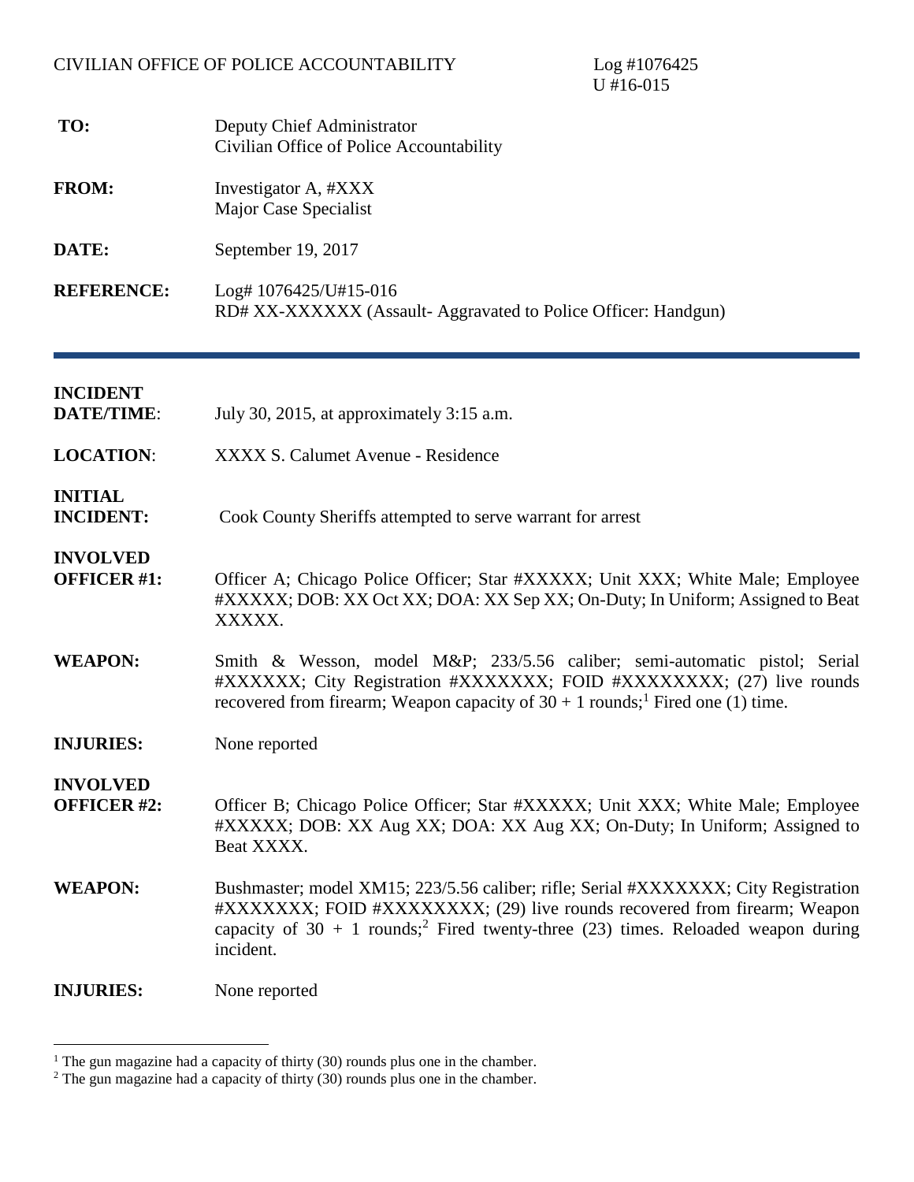CIVILIAN OFFICE OF POLICE ACCOUNTABILITY

Log #1076425
U #16-015

**TO:** Deputy Chief Administrator
Civilian Office of Police Accountability

**FROM:** Investigator A, #XXX
Major Case Specialist

**DATE:** September 19, 2017

**REFERENCE:** Log# 1076425/U#15-016
RD# XX-XXXXXX (Assault- Aggravated to Police Officer: Handgun)

---

**INCIDENT DATE/TIME:** July 30, 2015, at approximately 3:15 a.m.

**LOCATION:** XXXX S. Calumet Avenue - Residence

**INITIAL INCIDENT:** Cook County Sheriffs attempted to serve warrant for arrest

**INVOLVED OFFICER #1:** Officer A; Chicago Police Officer; Star #XXXXX; Unit XXX; White Male; Employee #XXXXX; DOB: XX Oct XX; DOA: XX Sep XX; On-Duty; In Uniform; Assigned to Beat XXXXX.

**WEAPON:** Smith & Wesson, model M&P; 233/5.56 caliber; semi-automatic pistol; Serial #XXXXXX; City Registration #XXXXXXX; FOID #XXXXXXXX; (27) live rounds recovered from firearm; Weapon capacity of 30 + 1 rounds;[1] Fired one (1) time.

**INJURIES:** None reported

**INVOLVED OFFICER #2:** Officer B; Chicago Police Officer; Star #XXXXX; Unit XXX; White Male; Employee #XXXXX; DOB: XX Aug XX; DOA: XX Aug XX; On-Duty; In Uniform; Assigned to Beat XXXX.

**WEAPON:** Bushmaster; model XM15; 223/5.56 caliber; rifle; Serial #XXXXXXX; City Registration #XXXXXXX; FOID #XXXXXXXX; (29) live rounds recovered from firearm; Weapon capacity of 30 + 1 rounds;[2] Fired twenty-three (23) times. Reloaded weapon during incident.

**INJURIES:** None reported

---

[1] The gun magazine had a capacity of thirty (30) rounds plus one in the chamber.

[2] The gun magazine had a capacity of thirty (30) rounds plus one in the chamber.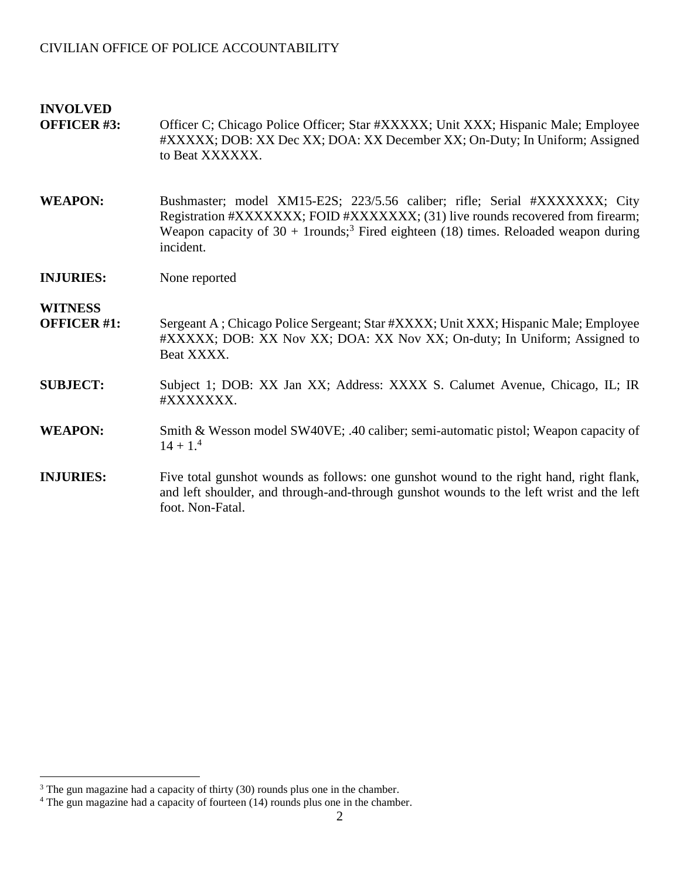**INVOLVED OFFICER #3:** Officer C; Chicago Police Officer; Star #XXXXX; Unit XXX; Hispanic Male; Employee #XXXXX; DOB: XX Dec XX; DOA: XX December XX; On-Duty; In Uniform; Assigned to Beat XXXXXX.

**WEAPON:** Bushmaster; model XM15-E2S; 223/5.56 caliber; rifle; Serial #XXXXXXX; City Registration #XXXXXXX; FOID #XXXXXXX; (31) live rounds recovered from firearm; Weapon capacity of 30 + 1rounds;[3] Fired eighteen (18) times. Reloaded weapon during incident.

**INJURIES:** None reported

**WITNESS OFFICER #1:** Sergeant A ; Chicago Police Sergeant; Star #XXXX; Unit XXX; Hispanic Male; Employee #XXXXX; DOB: XX Nov XX; DOA: XX Nov XX; On-duty; In Uniform; Assigned to Beat XXXX.

**SUBJECT:** Subject 1; DOB: XX Jan XX; Address: XXXX S. Calumet Avenue, Chicago, IL; IR #XXXXXXX.

**WEAPON:** Smith & Wesson model SW40VE; .40 caliber; semi-automatic pistol; Weapon capacity of 14 + 1.[4]

**INJURIES:** Five total gunshot wounds as follows: one gunshot wound to the right hand, right flank, and left shoulder, and through-and-through gunshot wounds to the left wrist and the left foot. Non-Fatal.

---

[3] The gun magazine had a capacity of thirty (30) rounds plus one in the chamber.

[4] The gun magazine had a capacity of fourteen (14) rounds plus one in the chamber.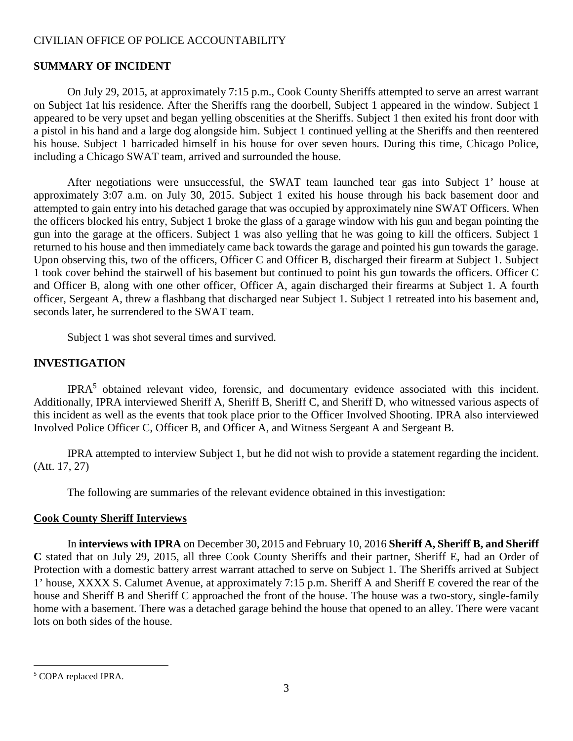## SUMMARY OF INCIDENT

On July 29, 2015, at approximately 7:15 p.m., Cook County Sheriffs attempted to serve an arrest warrant on Subject 1at his residence. After the Sheriffs rang the doorbell, Subject 1 appeared in the window. Subject 1 appeared to be very upset and began yelling obscenities at the Sheriffs. Subject 1 then exited his front door with a pistol in his hand and a large dog alongside him. Subject 1 continued yelling at the Sheriffs and then reentered his house. Subject 1 barricaded himself in his house for over seven hours. During this time, Chicago Police, including a Chicago SWAT team, arrived and surrounded the house.

After negotiations were unsuccessful, the SWAT team launched tear gas into Subject 1' house at approximately 3:07 a.m. on July 30, 2015. Subject 1 exited his house through his back basement door and attempted to gain entry into his detached garage that was occupied by approximately nine SWAT Officers. When the officers blocked his entry, Subject 1 broke the glass of a garage window with his gun and began pointing the gun into the garage at the officers. Subject 1 was also yelling that he was going to kill the officers. Subject 1 returned to his house and then immediately came back towards the garage and pointed his gun towards the garage. Upon observing this, two of the officers, Officer C and Officer B, discharged their firearm at Subject 1. Subject 1 took cover behind the stairwell of his basement but continued to point his gun towards the officers. Officer C and Officer B, along with one other officer, Officer A, again discharged their firearms at Subject 1. A fourth officer, Sergeant A, threw a flashbang that discharged near Subject 1. Subject 1 retreated into his basement and, seconds later, he surrendered to the SWAT team.

Subject 1 was shot several times and survived.

## INVESTIGATION

IPRA[5] obtained relevant video, forensic, and documentary evidence associated with this incident. Additionally, IPRA interviewed Sheriff A, Sheriff B, Sheriff C, and Sheriff D, who witnessed various aspects of this incident as well as the events that took place prior to the Officer Involved Shooting. IPRA also interviewed Involved Police Officer C, Officer B, and Officer A, and Witness Sergeant A and Sergeant B.

IPRA attempted to interview Subject 1, but he did not wish to provide a statement regarding the incident. (Att. 17, 27)

The following are summaries of the relevant evidence obtained in this investigation:

### Cook County Sheriff Interviews

In **interviews with IPRA** on December 30, 2015 and February 10, 2016 **Sheriff A, Sheriff B, and Sheriff C** stated that on July 29, 2015, all three Cook County Sheriffs and their partner, Sheriff E, had an Order of Protection with a domestic battery arrest warrant attached to serve on Subject 1. The Sheriffs arrived at Subject 1' house, XXXX S. Calumet Avenue, at approximately 7:15 p.m. Sheriff A and Sheriff E covered the rear of the house and Sheriff B and Sheriff C approached the front of the house. The house was a two-story, single-family home with a basement. There was a detached garage behind the house that opened to an alley. There were vacant lots on both sides of the house.

[5] COPA replaced IPRA.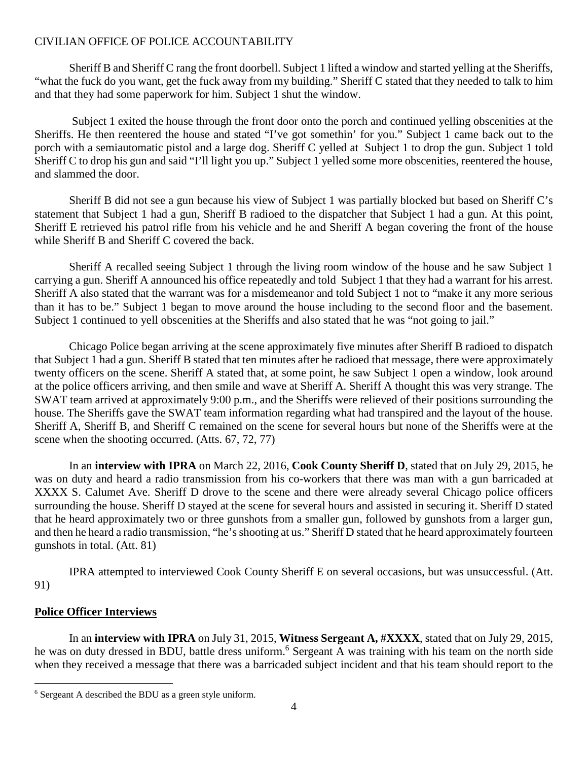Sheriff B and Sheriff C rang the front doorbell. Subject 1 lifted a window and started yelling at the Sheriffs, "what the fuck do you want, get the fuck away from my building." Sheriff C stated that they needed to talk to him and that they had some paperwork for him. Subject 1 shut the window.

Subject 1 exited the house through the front door onto the porch and continued yelling obscenities at the Sheriffs. He then reentered the house and stated "I've got somethin' for you." Subject 1 came back out to the porch with a semiautomatic pistol and a large dog. Sheriff C yelled at Subject 1 to drop the gun. Subject 1 told Sheriff C to drop his gun and said "I'll light you up." Subject 1 yelled some more obscenities, reentered the house, and slammed the door.

Sheriff B did not see a gun because his view of Subject 1 was partially blocked but based on Sheriff C's statement that Subject 1 had a gun, Sheriff B radioed to the dispatcher that Subject 1 had a gun. At this point, Sheriff E retrieved his patrol rifle from his vehicle and he and Sheriff A began covering the front of the house while Sheriff B and Sheriff C covered the back.

Sheriff A recalled seeing Subject 1 through the living room window of the house and he saw Subject 1 carrying a gun. Sheriff A announced his office repeatedly and told Subject 1 that they had a warrant for his arrest. Sheriff A also stated that the warrant was for a misdemeanor and told Subject 1 not to "make it any more serious than it has to be." Subject 1 began to move around the house including to the second floor and the basement. Subject 1 continued to yell obscenities at the Sheriffs and also stated that he was "not going to jail."

Chicago Police began arriving at the scene approximately five minutes after Sheriff B radioed to dispatch that Subject 1 had a gun. Sheriff B stated that ten minutes after he radioed that message, there were approximately twenty officers on the scene. Sheriff A stated that, at some point, he saw Subject 1 open a window, look around at the police officers arriving, and then smile and wave at Sheriff A. Sheriff A thought this was very strange. The SWAT team arrived at approximately 9:00 p.m., and the Sheriffs were relieved of their positions surrounding the house. The Sheriffs gave the SWAT team information regarding what had transpired and the layout of the house. Sheriff A, Sheriff B, and Sheriff C remained on the scene for several hours but none of the Sheriffs were at the scene when the shooting occurred. (Atts. 67, 72, 77)

In an **interview with IPRA** on March 22, 2016, **Cook County Sheriff D**, stated that on July 29, 2015, he was on duty and heard a radio transmission from his co-workers that there was man with a gun barricaded at XXXX S. Calumet Ave. Sheriff D drove to the scene and there were already several Chicago police officers surrounding the house. Sheriff D stayed at the scene for several hours and assisted in securing it. Sheriff D stated that he heard approximately two or three gunshots from a smaller gun, followed by gunshots from a larger gun, and then he heard a radio transmission, "he's shooting at us." Sheriff D stated that he heard approximately fourteen gunshots in total. (Att. 81)

IPRA attempted to interviewed Cook County Sheriff E on several occasions, but was unsuccessful. (Att. 91)

**Police Officer Interviews**

In an **interview with IPRA** on July 31, 2015, **Witness Sergeant A, #XXXX**, stated that on July 29, 2015, he was on duty dressed in BDU, battle dress uniform.[6] Sergeant A was training with his team on the north side when they received a message that there was a barricaded subject incident and that his team should report to the

[6] Sergeant A described the BDU as a green style uniform.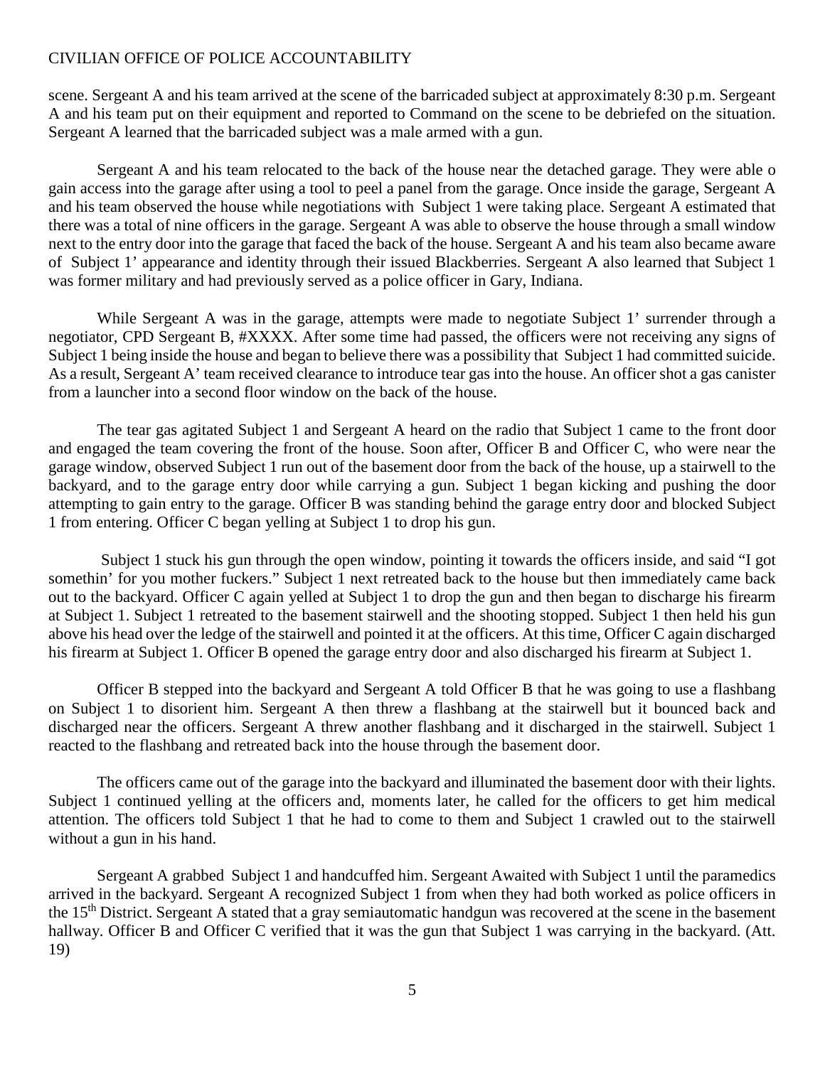scene. Sergeant A and his team arrived at the scene of the barricaded subject at approximately 8:30 p.m. Sergeant A and his team put on their equipment and reported to Command on the scene to be debriefed on the situation. Sergeant A learned that the barricaded subject was a male armed with a gun.

Sergeant A and his team relocated to the back of the house near the detached garage. They were able o gain access into the garage after using a tool to peel a panel from the garage. Once inside the garage, Sergeant A and his team observed the house while negotiations with Subject 1 were taking place. Sergeant A estimated that there was a total of nine officers in the garage. Sergeant A was able to observe the house through a small window next to the entry door into the garage that faced the back of the house. Sergeant A and his team also became aware of Subject 1' appearance and identity through their issued Blackberries. Sergeant A also learned that Subject 1 was former military and had previously served as a police officer in Gary, Indiana.

While Sergeant A was in the garage, attempts were made to negotiate Subject 1' surrender through a negotiator, CPD Sergeant B, #XXXX. After some time had passed, the officers were not receiving any signs of Subject 1 being inside the house and began to believe there was a possibility that Subject 1 had committed suicide. As a result, Sergeant A' team received clearance to introduce tear gas into the house. An officer shot a gas canister from a launcher into a second floor window on the back of the house.

The tear gas agitated Subject 1 and Sergeant A heard on the radio that Subject 1 came to the front door and engaged the team covering the front of the house. Soon after, Officer B and Officer C, who were near the garage window, observed Subject 1 run out of the basement door from the back of the house, up a stairwell to the backyard, and to the garage entry door while carrying a gun. Subject 1 began kicking and pushing the door attempting to gain entry to the garage. Officer B was standing behind the garage entry door and blocked Subject 1 from entering. Officer C began yelling at Subject 1 to drop his gun.

Subject 1 stuck his gun through the open window, pointing it towards the officers inside, and said "I got somethin' for you mother fuckers." Subject 1 next retreated back to the house but then immediately came back out to the backyard. Officer C again yelled at Subject 1 to drop the gun and then began to discharge his firearm at Subject 1. Subject 1 retreated to the basement stairwell and the shooting stopped. Subject 1 then held his gun above his head over the ledge of the stairwell and pointed it at the officers. At this time, Officer C again discharged his firearm at Subject 1. Officer B opened the garage entry door and also discharged his firearm at Subject 1.

Officer B stepped into the backyard and Sergeant A told Officer B that he was going to use a flashbang on Subject 1 to disorient him. Sergeant A then threw a flashbang at the stairwell but it bounced back and discharged near the officers. Sergeant A threw another flashbang and it discharged in the stairwell. Subject 1 reacted to the flashbang and retreated back into the house through the basement door.

The officers came out of the garage into the backyard and illuminated the basement door with their lights. Subject 1 continued yelling at the officers and, moments later, he called for the officers to get him medical attention. The officers told Subject 1 that he had to come to them and Subject 1 crawled out to the stairwell without a gun in his hand.

Sergeant A grabbed Subject 1 and handcuffed him. Sergeant Awaited with Subject 1 until the paramedics arrived in the backyard. Sergeant A recognized Subject 1 from when they had both worked as police officers in the 15th District. Sergeant A stated that a gray semiautomatic handgun was recovered at the scene in the basement hallway. Officer B and Officer C verified that it was the gun that Subject 1 was carrying in the backyard. (Att. 19)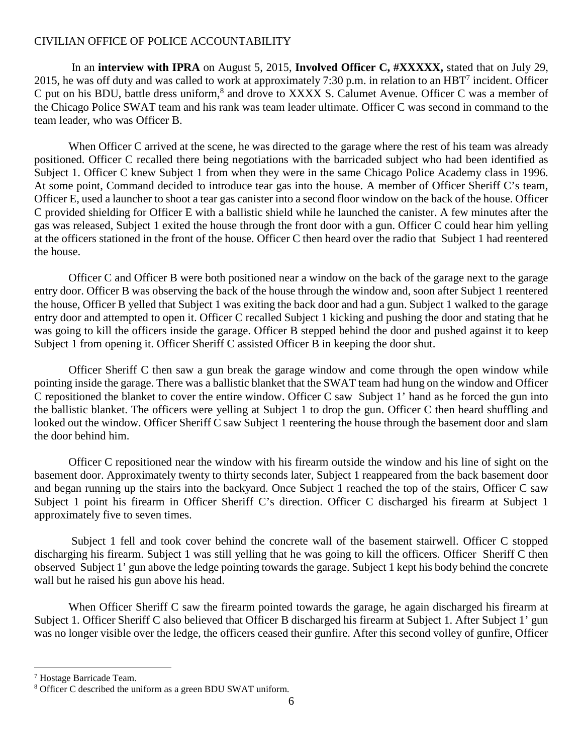CIVILIAN OFFICE OF POLICE ACCOUNTABILITY

In an **interview with IPRA** on August 5, 2015, **Involved Officer C, #XXXXX,** stated that on July 29, 2015, he was off duty and was called to work at approximately 7:30 p.m. in relation to an HBT[7] incident. Officer C put on his BDU, battle dress uniform,[8] and drove to XXXX S. Calumet Avenue. Officer C was a member of the Chicago Police SWAT team and his rank was team leader ultimate. Officer C was second in command to the team leader, who was Officer B.

When Officer C arrived at the scene, he was directed to the garage where the rest of his team was already positioned. Officer C recalled there being negotiations with the barricaded subject who had been identified as Subject 1. Officer C knew Subject 1 from when they were in the same Chicago Police Academy class in 1996. At some point, Command decided to introduce tear gas into the house. A member of Officer Sheriff C's team, Officer E, used a launcher to shoot a tear gas canister into a second floor window on the back of the house. Officer C provided shielding for Officer E with a ballistic shield while he launched the canister. A few minutes after the gas was released, Subject 1 exited the house through the front door with a gun. Officer C could hear him yelling at the officers stationed in the front of the house. Officer C then heard over the radio that Subject 1 had reentered the house.

Officer C and Officer B were both positioned near a window on the back of the garage next to the garage entry door. Officer B was observing the back of the house through the window and, soon after Subject 1 reentered the house, Officer B yelled that Subject 1 was exiting the back door and had a gun. Subject 1 walked to the garage entry door and attempted to open it. Officer C recalled Subject 1 kicking and pushing the door and stating that he was going to kill the officers inside the garage. Officer B stepped behind the door and pushed against it to keep Subject 1 from opening it. Officer Sheriff C assisted Officer B in keeping the door shut.

Officer Sheriff C then saw a gun break the garage window and come through the open window while pointing inside the garage. There was a ballistic blanket that the SWAT team had hung on the window and Officer C repositioned the blanket to cover the entire window. Officer C saw Subject 1' hand as he forced the gun into the ballistic blanket. The officers were yelling at Subject 1 to drop the gun. Officer C then heard shuffling and looked out the window. Officer Sheriff C saw Subject 1 reentering the house through the basement door and slam the door behind him.

Officer C repositioned near the window with his firearm outside the window and his line of sight on the basement door. Approximately twenty to thirty seconds later, Subject 1 reappeared from the back basement door and began running up the stairs into the backyard. Once Subject 1 reached the top of the stairs, Officer C saw Subject 1 point his firearm in Officer Sheriff C's direction. Officer C discharged his firearm at Subject 1 approximately five to seven times.

Subject 1 fell and took cover behind the concrete wall of the basement stairwell. Officer C stopped discharging his firearm. Subject 1 was still yelling that he was going to kill the officers. Officer Sheriff C then observed Subject 1' gun above the ledge pointing towards the garage. Subject 1 kept his body behind the concrete wall but he raised his gun above his head.

When Officer Sheriff C saw the firearm pointed towards the garage, he again discharged his firearm at Subject 1. Officer Sheriff C also believed that Officer B discharged his firearm at Subject 1. After Subject 1' gun was no longer visible over the ledge, the officers ceased their gunfire. After this second volley of gunfire, Officer

[7] Hostage Barricade Team.

[8] Officer C described the uniform as a green BDU SWAT uniform.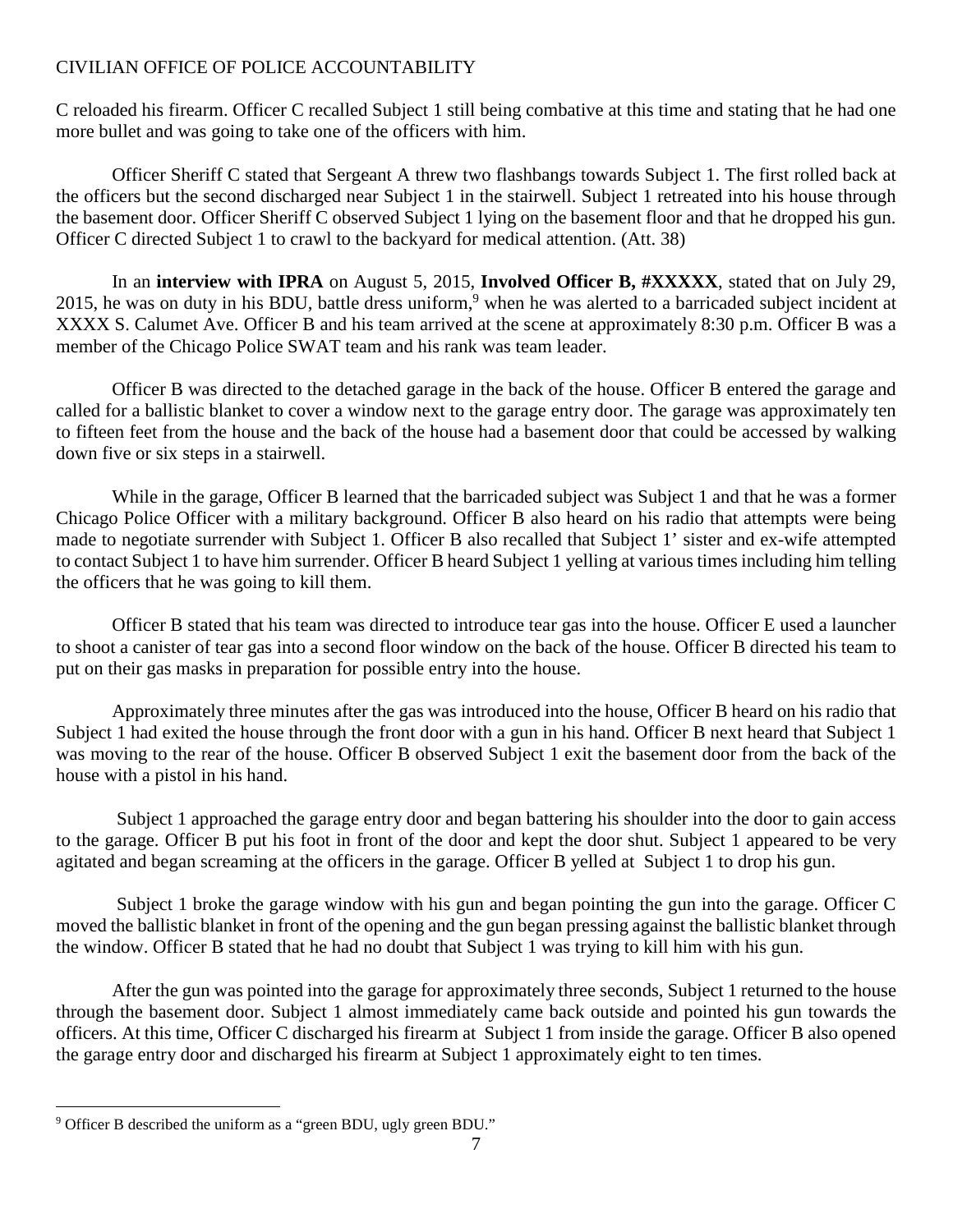C reloaded his firearm. Officer C recalled Subject 1 still being combative at this time and stating that he had one more bullet and was going to take one of the officers with him.

Officer Sheriff C stated that Sergeant A threw two flashbangs towards Subject 1. The first rolled back at the officers but the second discharged near Subject 1 in the stairwell. Subject 1 retreated into his house through the basement door. Officer Sheriff C observed Subject 1 lying on the basement floor and that he dropped his gun. Officer C directed Subject 1 to crawl to the backyard for medical attention. (Att. 38)

In an **interview with IPRA** on August 5, 2015, **Involved Officer B, #XXXXX**, stated that on July 29, 2015, he was on duty in his BDU, battle dress uniform,[9] when he was alerted to a barricaded subject incident at XXXX S. Calumet Ave. Officer B and his team arrived at the scene at approximately 8:30 p.m. Officer B was a member of the Chicago Police SWAT team and his rank was team leader.

Officer B was directed to the detached garage in the back of the house. Officer B entered the garage and called for a ballistic blanket to cover a window next to the garage entry door. The garage was approximately ten to fifteen feet from the house and the back of the house had a basement door that could be accessed by walking down five or six steps in a stairwell.

While in the garage, Officer B learned that the barricaded subject was Subject 1 and that he was a former Chicago Police Officer with a military background. Officer B also heard on his radio that attempts were being made to negotiate surrender with Subject 1. Officer B also recalled that Subject 1' sister and ex-wife attempted to contact Subject 1 to have him surrender. Officer B heard Subject 1 yelling at various times including him telling the officers that he was going to kill them.

Officer B stated that his team was directed to introduce tear gas into the house. Officer E used a launcher to shoot a canister of tear gas into a second floor window on the back of the house. Officer B directed his team to put on their gas masks in preparation for possible entry into the house.

Approximately three minutes after the gas was introduced into the house, Officer B heard on his radio that Subject 1 had exited the house through the front door with a gun in his hand. Officer B next heard that Subject 1 was moving to the rear of the house. Officer B observed Subject 1 exit the basement door from the back of the house with a pistol in his hand.

Subject 1 approached the garage entry door and began battering his shoulder into the door to gain access to the garage. Officer B put his foot in front of the door and kept the door shut. Subject 1 appeared to be very agitated and began screaming at the officers in the garage. Officer B yelled at Subject 1 to drop his gun.

Subject 1 broke the garage window with his gun and began pointing the gun into the garage. Officer C moved the ballistic blanket in front of the opening and the gun began pressing against the ballistic blanket through the window. Officer B stated that he had no doubt that Subject 1 was trying to kill him with his gun.

After the gun was pointed into the garage for approximately three seconds, Subject 1 returned to the house through the basement door. Subject 1 almost immediately came back outside and pointed his gun towards the officers. At this time, Officer C discharged his firearm at Subject 1 from inside the garage. Officer B also opened the garage entry door and discharged his firearm at Subject 1 approximately eight to ten times.

[9] Officer B described the uniform as a "green BDU, ugly green BDU."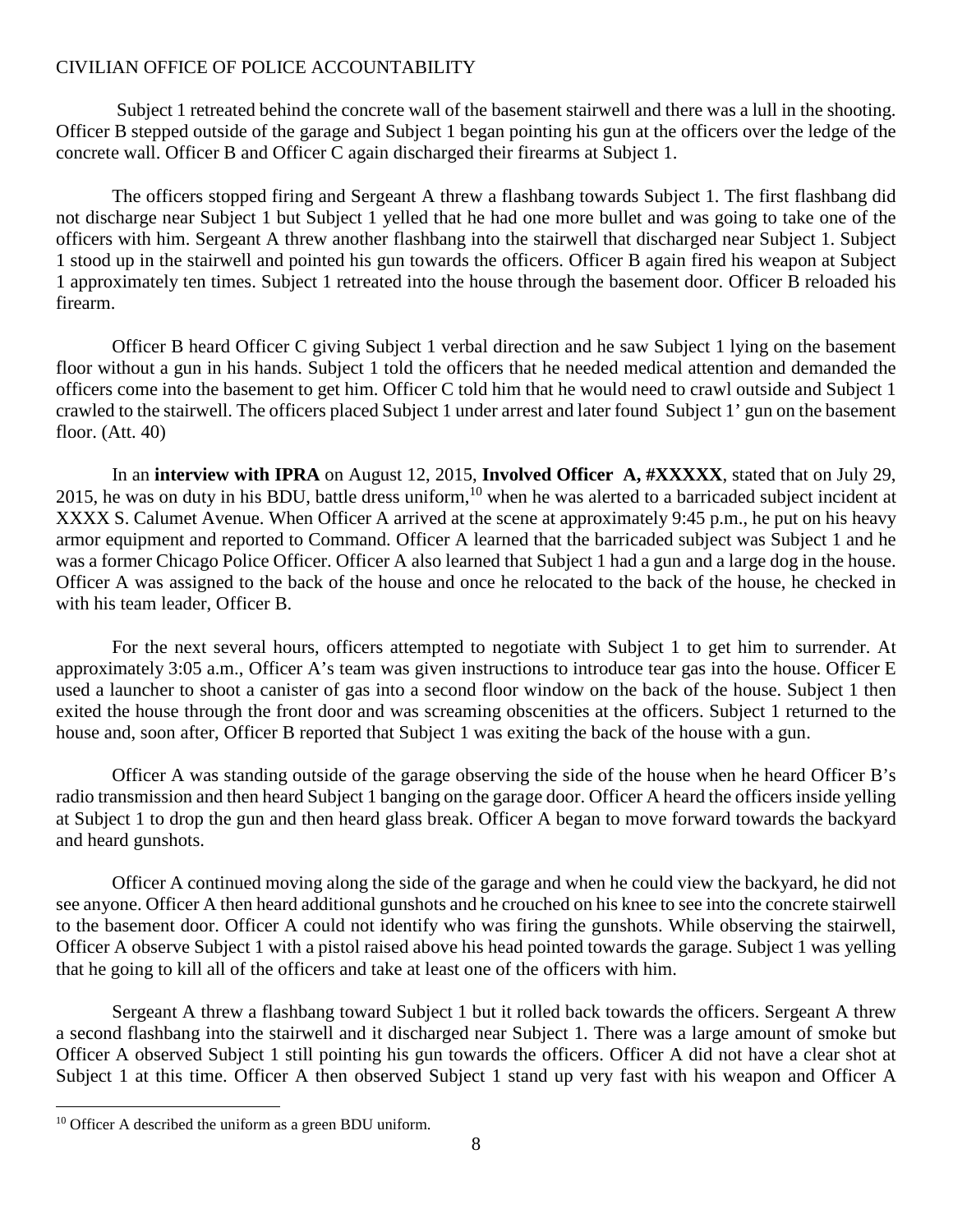Subject 1 retreated behind the concrete wall of the basement stairwell and there was a lull in the shooting. Officer B stepped outside of the garage and Subject 1 began pointing his gun at the officers over the ledge of the concrete wall. Officer B and Officer C again discharged their firearms at Subject 1.

The officers stopped firing and Sergeant A threw a flashbang towards Subject 1. The first flashbang did not discharge near Subject 1 but Subject 1 yelled that he had one more bullet and was going to take one of the officers with him. Sergeant A threw another flashbang into the stairwell that discharged near Subject 1. Subject 1 stood up in the stairwell and pointed his gun towards the officers. Officer B again fired his weapon at Subject 1 approximately ten times. Subject 1 retreated into the house through the basement door. Officer B reloaded his firearm.

Officer B heard Officer C giving Subject 1 verbal direction and he saw Subject 1 lying on the basement floor without a gun in his hands. Subject 1 told the officers that he needed medical attention and demanded the officers come into the basement to get him. Officer C told him that he would need to crawl outside and Subject 1 crawled to the stairwell. The officers placed Subject 1 under arrest and later found Subject 1' gun on the basement floor. (Att. 40)

In an **interview with IPRA** on August 12, 2015, **Involved Officer A, #XXXXX**, stated that on July 29, 2015, he was on duty in his BDU, battle dress uniform,[10] when he was alerted to a barricaded subject incident at XXXX S. Calumet Avenue. When Officer A arrived at the scene at approximately 9:45 p.m., he put on his heavy armor equipment and reported to Command. Officer A learned that the barricaded subject was Subject 1 and he was a former Chicago Police Officer. Officer A also learned that Subject 1 had a gun and a large dog in the house. Officer A was assigned to the back of the house and once he relocated to the back of the house, he checked in with his team leader, Officer B.

For the next several hours, officers attempted to negotiate with Subject 1 to get him to surrender. At approximately 3:05 a.m., Officer A's team was given instructions to introduce tear gas into the house. Officer E used a launcher to shoot a canister of gas into a second floor window on the back of the house. Subject 1 then exited the house through the front door and was screaming obscenities at the officers. Subject 1 returned to the house and, soon after, Officer B reported that Subject 1 was exiting the back of the house with a gun.

Officer A was standing outside of the garage observing the side of the house when he heard Officer B's radio transmission and then heard Subject 1 banging on the garage door. Officer A heard the officers inside yelling at Subject 1 to drop the gun and then heard glass break. Officer A began to move forward towards the backyard and heard gunshots.

Officer A continued moving along the side of the garage and when he could view the backyard, he did not see anyone. Officer A then heard additional gunshots and he crouched on his knee to see into the concrete stairwell to the basement door. Officer A could not identify who was firing the gunshots. While observing the stairwell, Officer A observe Subject 1 with a pistol raised above his head pointed towards the garage. Subject 1 was yelling that he going to kill all of the officers and take at least one of the officers with him.

Sergeant A threw a flashbang toward Subject 1 but it rolled back towards the officers. Sergeant A threw a second flashbang into the stairwell and it discharged near Subject 1. There was a large amount of smoke but Officer A observed Subject 1 still pointing his gun towards the officers. Officer A did not have a clear shot at Subject 1 at this time. Officer A then observed Subject 1 stand up very fast with his weapon and Officer A

[10] Officer A described the uniform as a green BDU uniform.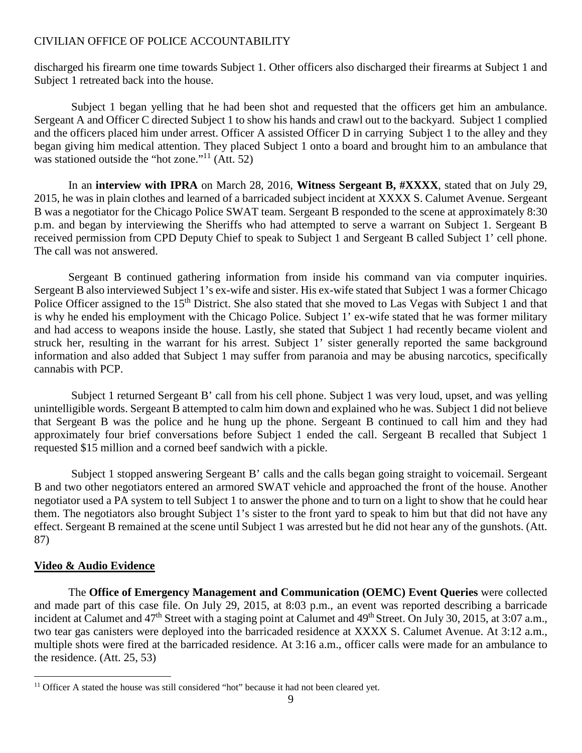discharged his firearm one time towards Subject 1. Other officers also discharged their firearms at Subject 1 and Subject 1 retreated back into the house.

Subject 1 began yelling that he had been shot and requested that the officers get him an ambulance. Sergeant A and Officer C directed Subject 1 to show his hands and crawl out to the backyard. Subject 1 complied and the officers placed him under arrest. Officer A assisted Officer D in carrying Subject 1 to the alley and they began giving him medical attention. They placed Subject 1 onto a board and brought him to an ambulance that was stationed outside the "hot zone."[11] (Att. 52)

In an **interview with IPRA** on March 28, 2016, **Witness Sergeant B, #XXXX**, stated that on July 29, 2015, he was in plain clothes and learned of a barricaded subject incident at XXXX S. Calumet Avenue. Sergeant B was a negotiator for the Chicago Police SWAT team. Sergeant B responded to the scene at approximately 8:30 p.m. and began by interviewing the Sheriffs who had attempted to serve a warrant on Subject 1. Sergeant B received permission from CPD Deputy Chief to speak to Subject 1 and Sergeant B called Subject 1' cell phone. The call was not answered.

Sergeant B continued gathering information from inside his command van via computer inquiries. Sergeant B also interviewed Subject 1's ex-wife and sister. His ex-wife stated that Subject 1 was a former Chicago Police Officer assigned to the 15th District. She also stated that she moved to Las Vegas with Subject 1 and that is why he ended his employment with the Chicago Police. Subject 1' ex-wife stated that he was former military and had access to weapons inside the house. Lastly, she stated that Subject 1 had recently became violent and struck her, resulting in the warrant for his arrest. Subject 1' sister generally reported the same background information and also added that Subject 1 may suffer from paranoia and may be abusing narcotics, specifically cannabis with PCP.

Subject 1 returned Sergeant B' call from his cell phone. Subject 1 was very loud, upset, and was yelling unintelligible words. Sergeant B attempted to calm him down and explained who he was. Subject 1 did not believe that Sergeant B was the police and he hung up the phone. Sergeant B continued to call him and they had approximately four brief conversations before Subject 1 ended the call. Sergeant B recalled that Subject 1 requested $15 million and a corned beef sandwich with a pickle.

Subject 1 stopped answering Sergeant B' calls and the calls began going straight to voicemail. Sergeant B and two other negotiators entered an armored SWAT vehicle and approached the front of the house. Another negotiator used a PA system to tell Subject 1 to answer the phone and to turn on a light to show that he could hear them. The negotiators also brought Subject 1's sister to the front yard to speak to him but that did not have any effect. Sergeant B remained at the scene until Subject 1 was arrested but he did not hear any of the gunshots. (Att. 87)

## Video & Audio Evidence

The **Office of Emergency Management and Communication (OEMC) Event Queries** were collected and made part of this case file. On July 29, 2015, at 8:03 p.m., an event was reported describing a barricade incident at Calumet and 47th Street with a staging point at Calumet and 49th Street. On July 30, 2015, at 3:07 a.m., two tear gas canisters were deployed into the barricaded residence at XXXX S. Calumet Avenue. At 3:12 a.m., multiple shots were fired at the barricaded residence. At 3:16 a.m., officer calls were made for an ambulance to the residence. (Att. 25, 53)

[11] Officer A stated the house was still considered "hot" because it had not been cleared yet.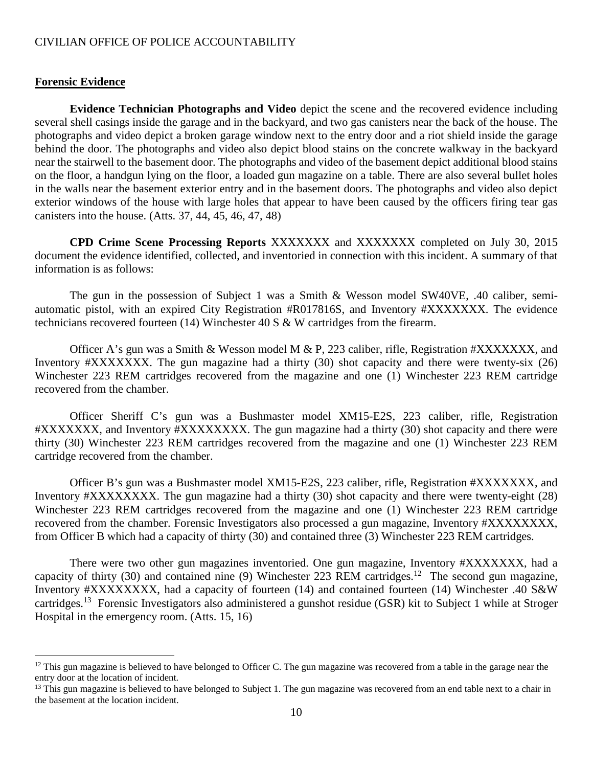## Forensic Evidence

**Evidence Technician Photographs and Video** depict the scene and the recovered evidence including several shell casings inside the garage and in the backyard, and two gas canisters near the back of the house. The photographs and video depict a broken garage window next to the entry door and a riot shield inside the garage behind the door. The photographs and video also depict blood stains on the concrete walkway in the backyard near the stairwell to the basement door. The photographs and video of the basement depict additional blood stains on the floor, a handgun lying on the floor, a loaded gun magazine on a table. There are also several bullet holes in the walls near the basement exterior entry and in the basement doors. The photographs and video also depict exterior windows of the house with large holes that appear to have been caused by the officers firing tear gas canisters into the house. (Atts. 37, 44, 45, 46, 47, 48)

**CPD Crime Scene Processing Reports** XXXXXXX and XXXXXXX completed on July 30, 2015 document the evidence identified, collected, and inventoried in connection with this incident. A summary of that information is as follows:

The gun in the possession of Subject 1 was a Smith & Wesson model SW40VE, .40 caliber, semi-automatic pistol, with an expired City Registration #R017816S, and Inventory #XXXXXXX. The evidence technicians recovered fourteen (14) Winchester 40 S & W cartridges from the firearm.

Officer A's gun was a Smith & Wesson model M & P, 223 caliber, rifle, Registration #XXXXXXX, and Inventory #XXXXXXX. The gun magazine had a thirty (30) shot capacity and there were twenty-six (26) Winchester 223 REM cartridges recovered from the magazine and one (1) Winchester 223 REM cartridge recovered from the chamber.

Officer Sheriff C's gun was a Bushmaster model XM15-E2S, 223 caliber, rifle, Registration #XXXXXXX, and Inventory #XXXXXXXX. The gun magazine had a thirty (30) shot capacity and there were thirty (30) Winchester 223 REM cartridges recovered from the magazine and one (1) Winchester 223 REM cartridge recovered from the chamber.

Officer B's gun was a Bushmaster model XM15-E2S, 223 caliber, rifle, Registration #XXXXXXX, and Inventory #XXXXXXXX. The gun magazine had a thirty (30) shot capacity and there were twenty-eight (28) Winchester 223 REM cartridges recovered from the magazine and one (1) Winchester 223 REM cartridge recovered from the chamber. Forensic Investigators also processed a gun magazine, Inventory #XXXXXXXX, from Officer B which had a capacity of thirty (30) and contained three (3) Winchester 223 REM cartridges.

There were two other gun magazines inventoried. One gun magazine, Inventory #XXXXXXX, had a capacity of thirty (30) and contained nine (9) Winchester 223 REM cartridges.[12] The second gun magazine, Inventory #XXXXXXXX, had a capacity of fourteen (14) and contained fourteen (14) Winchester .40 S&W cartridges.[13] Forensic Investigators also administered a gunshot residue (GSR) kit to Subject 1 while at Stroger Hospital in the emergency room. (Atts. 15, 16)

---

[12] This gun magazine is believed to have belonged to Officer C. The gun magazine was recovered from a table in the garage near the entry door at the location of incident.

[13] This gun magazine is believed to have belonged to Subject 1. The gun magazine was recovered from an end table next to a chair in the basement at the location incident.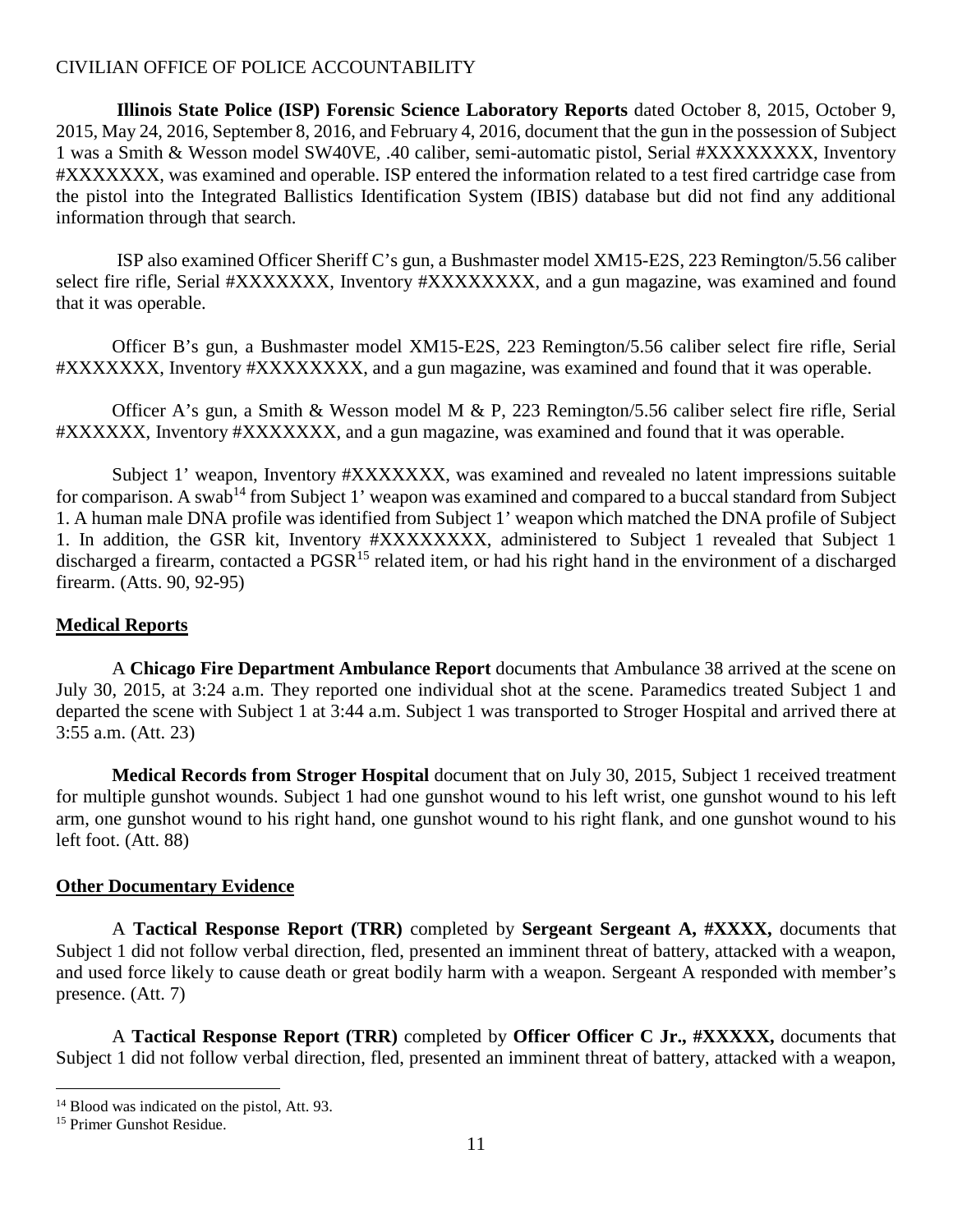**Illinois State Police (ISP) Forensic Science Laboratory Reports** dated October 8, 2015, October 9, 2015, May 24, 2016, September 8, 2016, and February 4, 2016, document that the gun in the possession of Subject 1 was a Smith & Wesson model SW40VE, .40 caliber, semi-automatic pistol, Serial #XXXXXXXX, Inventory #XXXXXXX, was examined and operable. ISP entered the information related to a test fired cartridge case from the pistol into the Integrated Ballistics Identification System (IBIS) database but did not find any additional information through that search.

ISP also examined Officer Sheriff C's gun, a Bushmaster model XM15-E2S, 223 Remington/5.56 caliber select fire rifle, Serial #XXXXXXX, Inventory #XXXXXXXX, and a gun magazine, was examined and found that it was operable.

Officer B's gun, a Bushmaster model XM15-E2S, 223 Remington/5.56 caliber select fire rifle, Serial #XXXXXXX, Inventory #XXXXXXXX, and a gun magazine, was examined and found that it was operable.

Officer A's gun, a Smith & Wesson model M & P, 223 Remington/5.56 caliber select fire rifle, Serial #XXXXXX, Inventory #XXXXXXX, and a gun magazine, was examined and found that it was operable.

Subject 1' weapon, Inventory #XXXXXXX, was examined and revealed no latent impressions suitable for comparison. A swab[14] from Subject 1' weapon was examined and compared to a buccal standard from Subject 1. A human male DNA profile was identified from Subject 1' weapon which matched the DNA profile of Subject 1. In addition, the GSR kit, Inventory #XXXXXXXX, administered to Subject 1 revealed that Subject 1 discharged a firearm, contacted a PGSR[15] related item, or had his right hand in the environment of a discharged firearm. (Atts. 90, 92-95)

## Medical Reports

A **Chicago Fire Department Ambulance Report** documents that Ambulance 38 arrived at the scene on July 30, 2015, at 3:24 a.m. They reported one individual shot at the scene. Paramedics treated Subject 1 and departed the scene with Subject 1 at 3:44 a.m. Subject 1 was transported to Stroger Hospital and arrived there at 3:55 a.m. (Att. 23)

**Medical Records from Stroger Hospital** document that on July 30, 2015, Subject 1 received treatment for multiple gunshot wounds. Subject 1 had one gunshot wound to his left wrist, one gunshot wound to his left arm, one gunshot wound to his right hand, one gunshot wound to his right flank, and one gunshot wound to his left foot. (Att. 88)

## Other Documentary Evidence

A **Tactical Response Report (TRR)** completed by **Sergeant Sergeant A, #XXXX,** documents that Subject 1 did not follow verbal direction, fled, presented an imminent threat of battery, attacked with a weapon, and used force likely to cause death or great bodily harm with a weapon. Sergeant A responded with member's presence. (Att. 7)

A **Tactical Response Report (TRR)** completed by **Officer Officer C Jr., #XXXXX,** documents that Subject 1 did not follow verbal direction, fled, presented an imminent threat of battery, attacked with a weapon,

---

[14] Blood was indicated on the pistol, Att. 93.

[15] Primer Gunshot Residue.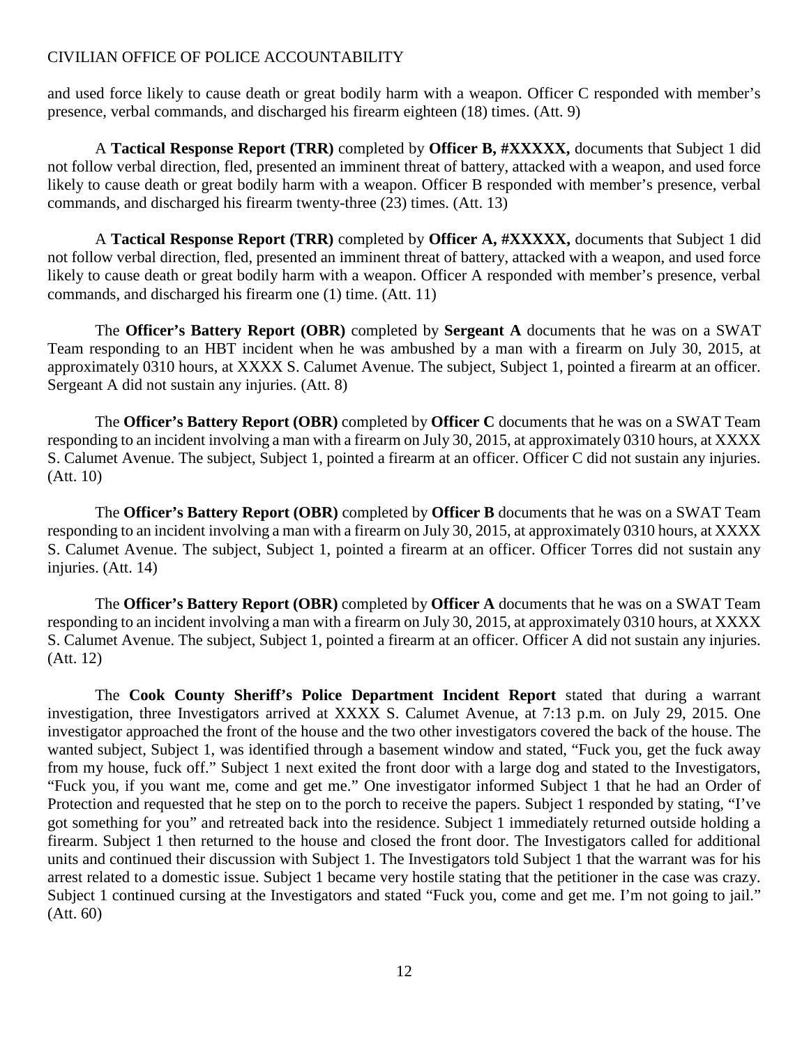and used force likely to cause death or great bodily harm with a weapon. Officer C responded with member's presence, verbal commands, and discharged his firearm eighteen (18) times. (Att. 9)

A **Tactical Response Report (TRR)** completed by **Officer B, #XXXXX,** documents that Subject 1 did not follow verbal direction, fled, presented an imminent threat of battery, attacked with a weapon, and used force likely to cause death or great bodily harm with a weapon. Officer B responded with member's presence, verbal commands, and discharged his firearm twenty-three (23) times. (Att. 13)

A **Tactical Response Report (TRR)** completed by **Officer A, #XXXXX,** documents that Subject 1 did not follow verbal direction, fled, presented an imminent threat of battery, attacked with a weapon, and used force likely to cause death or great bodily harm with a weapon. Officer A responded with member's presence, verbal commands, and discharged his firearm one (1) time. (Att. 11)

The **Officer's Battery Report (OBR)** completed by **Sergeant A** documents that he was on a SWAT Team responding to an HBT incident when he was ambushed by a man with a firearm on July 30, 2015, at approximately 0310 hours, at XXXX S. Calumet Avenue. The subject, Subject 1, pointed a firearm at an officer. Sergeant A did not sustain any injuries. (Att. 8)

The **Officer's Battery Report (OBR)** completed by **Officer C** documents that he was on a SWAT Team responding to an incident involving a man with a firearm on July 30, 2015, at approximately 0310 hours, at XXXX S. Calumet Avenue. The subject, Subject 1, pointed a firearm at an officer. Officer C did not sustain any injuries. (Att. 10)

The **Officer's Battery Report (OBR)** completed by **Officer B** documents that he was on a SWAT Team responding to an incident involving a man with a firearm on July 30, 2015, at approximately 0310 hours, at XXXX S. Calumet Avenue. The subject, Subject 1, pointed a firearm at an officer. Officer Torres did not sustain any injuries. (Att. 14)

The **Officer's Battery Report (OBR)** completed by **Officer A** documents that he was on a SWAT Team responding to an incident involving a man with a firearm on July 30, 2015, at approximately 0310 hours, at XXXX S. Calumet Avenue. The subject, Subject 1, pointed a firearm at an officer. Officer A did not sustain any injuries. (Att. 12)

The **Cook County Sheriff's Police Department Incident Report** stated that during a warrant investigation, three Investigators arrived at XXXX S. Calumet Avenue, at 7:13 p.m. on July 29, 2015. One investigator approached the front of the house and the two other investigators covered the back of the house. The wanted subject, Subject 1, was identified through a basement window and stated, "Fuck you, get the fuck away from my house, fuck off." Subject 1 next exited the front door with a large dog and stated to the Investigators, "Fuck you, if you want me, come and get me." One investigator informed Subject 1 that he had an Order of Protection and requested that he step on to the porch to receive the papers. Subject 1 responded by stating, "I've got something for you" and retreated back into the residence. Subject 1 immediately returned outside holding a firearm. Subject 1 then returned to the house and closed the front door. The Investigators called for additional units and continued their discussion with Subject 1. The Investigators told Subject 1 that the warrant was for his arrest related to a domestic issue. Subject 1 became very hostile stating that the petitioner in the case was crazy. Subject 1 continued cursing at the Investigators and stated "Fuck you, come and get me. I'm not going to jail." (Att. 60)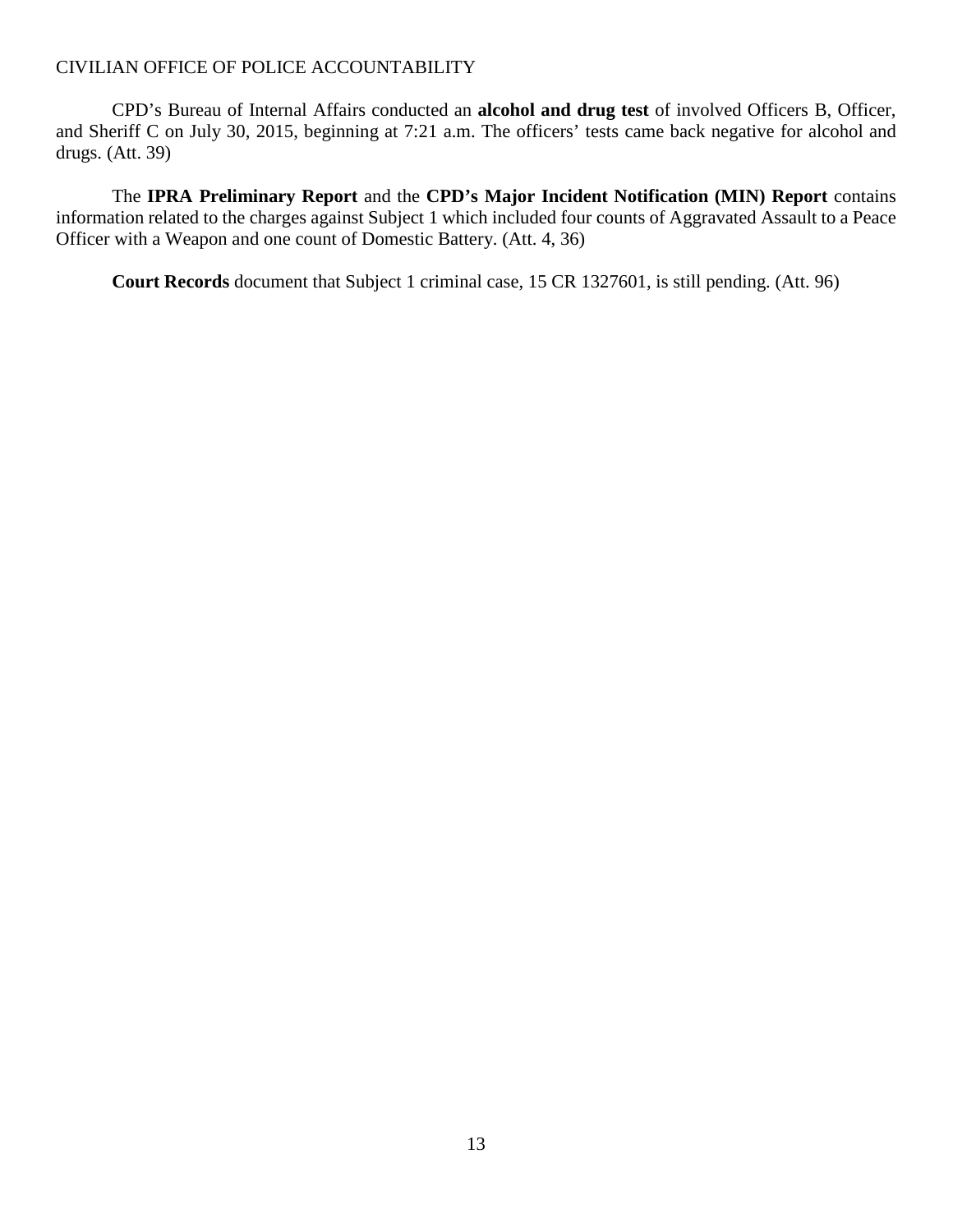CPD's Bureau of Internal Affairs conducted an **alcohol and drug test** of involved Officers B, Officer, and Sheriff C on July 30, 2015, beginning at 7:21 a.m. The officers' tests came back negative for alcohol and drugs. (Att. 39)

The **IPRA Preliminary Report** and the **CPD's Major Incident Notification (MIN) Report** contains information related to the charges against Subject 1 which included four counts of Aggravated Assault to a Peace Officer with a Weapon and one count of Domestic Battery. (Att. 4, 36)

**Court Records** document that Subject 1 criminal case, 15 CR 1327601, is still pending. (Att. 96)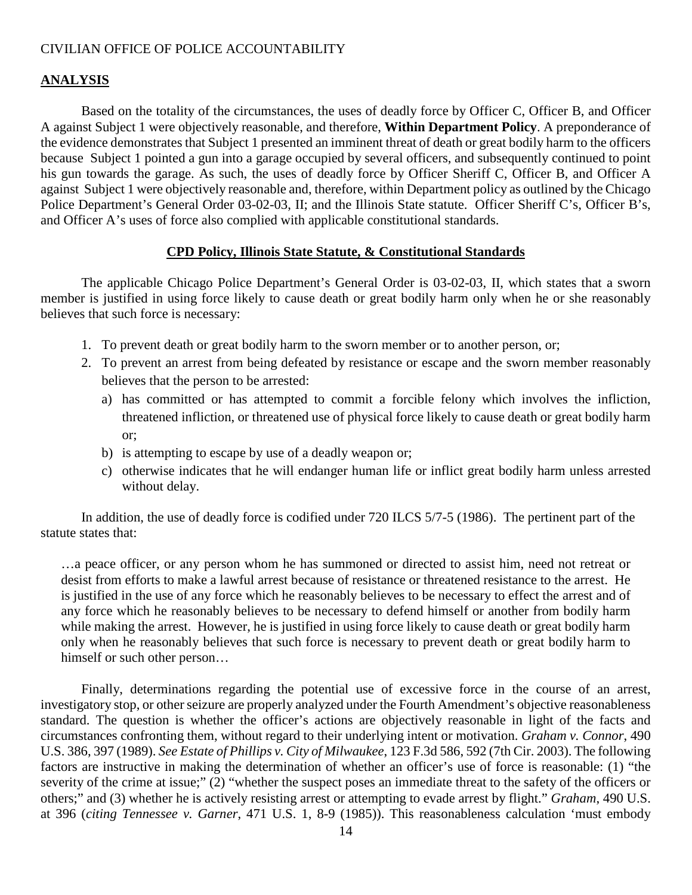CIVILIAN OFFICE OF POLICE ACCOUNTABILITY

## ANALYSIS

Based on the totality of the circumstances, the uses of deadly force by Officer C, Officer B, and Officer A against Subject 1 were objectively reasonable, and therefore, **Within Department Policy**. A preponderance of the evidence demonstrates that Subject 1 presented an imminent threat of death or great bodily harm to the officers because Subject 1 pointed a gun into a garage occupied by several officers, and subsequently continued to point his gun towards the garage. As such, the uses of deadly force by Officer Sheriff C, Officer B, and Officer A against Subject 1 were objectively reasonable and, therefore, within Department policy as outlined by the Chicago Police Department's General Order 03-02-03, II; and the Illinois State statute. Officer Sheriff C's, Officer B's, and Officer A's uses of force also complied with applicable constitutional standards.

### CPD Policy, Illinois State Statute, & Constitutional Standards

The applicable Chicago Police Department's General Order is 03-02-03, II, which states that a sworn member is justified in using force likely to cause death or great bodily harm only when he or she reasonably believes that such force is necessary:

1. To prevent death or great bodily harm to the sworn member or to another person, or;
2. To prevent an arrest from being defeated by resistance or escape and the sworn member reasonably believes that the person to be arrested:
   a) has committed or has attempted to commit a forcible felony which involves the infliction, threatened infliction, or threatened use of physical force likely to cause death or great bodily harm or;
   b) is attempting to escape by use of a deadly weapon or;
   c) otherwise indicates that he will endanger human life or inflict great bodily harm unless arrested without delay.

In addition, the use of deadly force is codified under 720 ILCS 5/7-5 (1986). The pertinent part of the statute states that:

> …a peace officer, or any person whom he has summoned or directed to assist him, need not retreat or desist from efforts to make a lawful arrest because of resistance or threatened resistance to the arrest. He is justified in the use of any force which he reasonably believes to be necessary to effect the arrest and of any force which he reasonably believes to be necessary to defend himself or another from bodily harm while making the arrest. However, he is justified in using force likely to cause death or great bodily harm only when he reasonably believes that such force is necessary to prevent death or great bodily harm to himself or such other person…

Finally, determinations regarding the potential use of excessive force in the course of an arrest, investigatory stop, or other seizure are properly analyzed under the Fourth Amendment's objective reasonableness standard. The question is whether the officer's actions are objectively reasonable in light of the facts and circumstances confronting them, without regard to their underlying intent or motivation. *Graham v. Connor*, 490 U.S. 386, 397 (1989). *See Estate of Phillips v. City of Milwaukee*, 123 F.3d 586, 592 (7th Cir. 2003). The following factors are instructive in making the determination of whether an officer's use of force is reasonable: (1) "the severity of the crime at issue;" (2) "whether the suspect poses an immediate threat to the safety of the officers or others;" and (3) whether he is actively resisting arrest or attempting to evade arrest by flight." *Graham*, 490 U.S. at 396 (*citing Tennessee v. Garner*, 471 U.S. 1, 8-9 (1985)). This reasonableness calculation 'must embody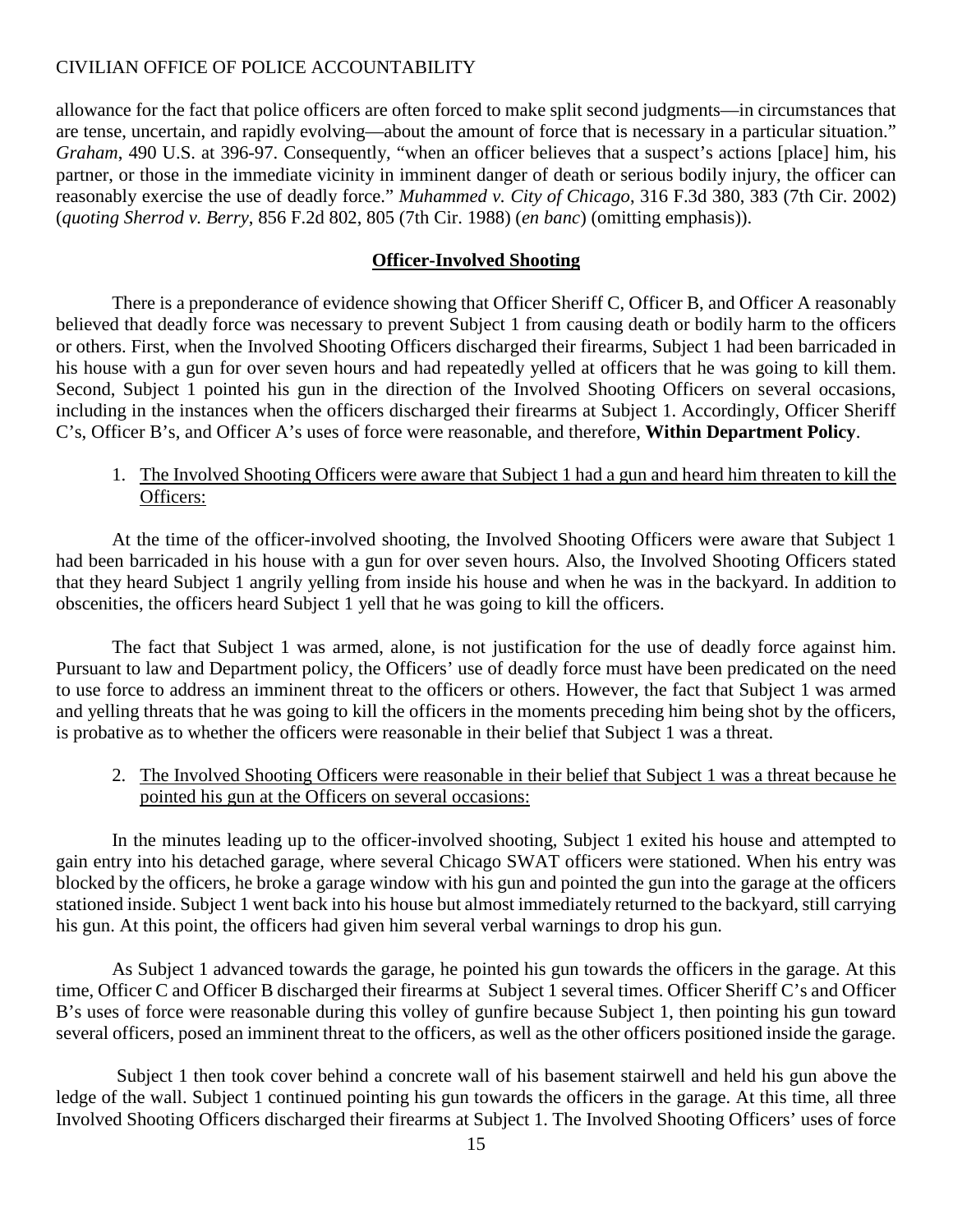allowance for the fact that police officers are often forced to make split second judgments—in circumstances that are tense, uncertain, and rapidly evolving—about the amount of force that is necessary in a particular situation." *Graham*, 490 U.S. at 396-97. Consequently, "when an officer believes that a suspect's actions [place] him, his partner, or those in the immediate vicinity in imminent danger of death or serious bodily injury, the officer can reasonably exercise the use of deadly force." *Muhammed v. City of Chicago*, 316 F.3d 380, 383 (7th Cir. 2002) (*quoting Sherrod v. Berry*, 856 F.2d 802, 805 (7th Cir. 1988) (*en banc*) (omitting emphasis)).

## Officer-Involved Shooting

There is a preponderance of evidence showing that Officer Sheriff C, Officer B, and Officer A reasonably believed that deadly force was necessary to prevent Subject 1 from causing death or bodily harm to the officers or others. First, when the Involved Shooting Officers discharged their firearms, Subject 1 had been barricaded in his house with a gun for over seven hours and had repeatedly yelled at officers that he was going to kill them. Second, Subject 1 pointed his gun in the direction of the Involved Shooting Officers on several occasions, including in the instances when the officers discharged their firearms at Subject 1. Accordingly, Officer Sheriff C's, Officer B's, and Officer A's uses of force were reasonable, and therefore, **Within Department Policy**.

1. <u>The Involved Shooting Officers were aware that Subject 1 had a gun and heard him threaten to kill the Officers:</u>

At the time of the officer-involved shooting, the Involved Shooting Officers were aware that Subject 1 had been barricaded in his house with a gun for over seven hours. Also, the Involved Shooting Officers stated that they heard Subject 1 angrily yelling from inside his house and when he was in the backyard. In addition to obscenities, the officers heard Subject 1 yell that he was going to kill the officers.

The fact that Subject 1 was armed, alone, is not justification for the use of deadly force against him. Pursuant to law and Department policy, the Officers' use of deadly force must have been predicated on the need to use force to address an imminent threat to the officers or others. However, the fact that Subject 1 was armed and yelling threats that he was going to kill the officers in the moments preceding him being shot by the officers, is probative as to whether the officers were reasonable in their belief that Subject 1 was a threat.

2. <u>The Involved Shooting Officers were reasonable in their belief that Subject 1 was a threat because he pointed his gun at the Officers on several occasions:</u>

In the minutes leading up to the officer-involved shooting, Subject 1 exited his house and attempted to gain entry into his detached garage, where several Chicago SWAT officers were stationed. When his entry was blocked by the officers, he broke a garage window with his gun and pointed the gun into the garage at the officers stationed inside. Subject 1 went back into his house but almost immediately returned to the backyard, still carrying his gun. At this point, the officers had given him several verbal warnings to drop his gun.

As Subject 1 advanced towards the garage, he pointed his gun towards the officers in the garage. At this time, Officer C and Officer B discharged their firearms at Subject 1 several times. Officer Sheriff C's and Officer B's uses of force were reasonable during this volley of gunfire because Subject 1, then pointing his gun toward several officers, posed an imminent threat to the officers, as well as the other officers positioned inside the garage.

Subject 1 then took cover behind a concrete wall of his basement stairwell and held his gun above the ledge of the wall. Subject 1 continued pointing his gun towards the officers in the garage. At this time, all three Involved Shooting Officers discharged their firearms at Subject 1. The Involved Shooting Officers' uses of force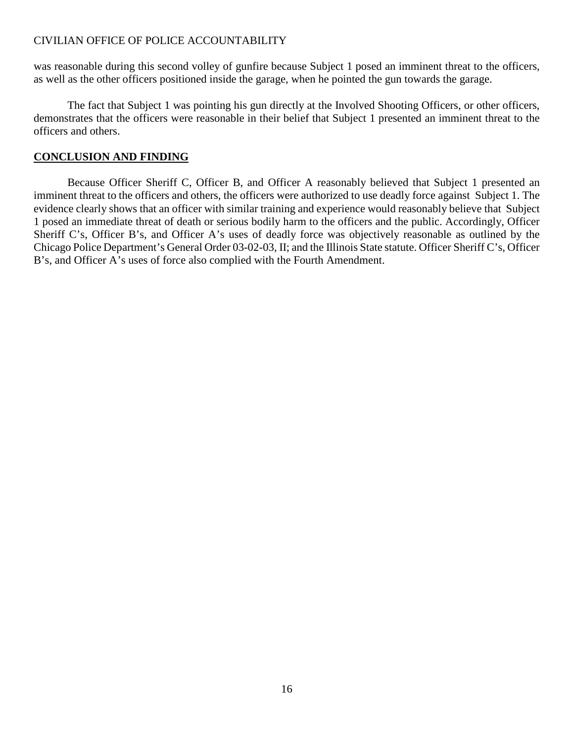was reasonable during this second volley of gunfire because Subject 1 posed an imminent threat to the officers, as well as the other officers positioned inside the garage, when he pointed the gun towards the garage.

The fact that Subject 1 was pointing his gun directly at the Involved Shooting Officers, or other officers, demonstrates that the officers were reasonable in their belief that Subject 1 presented an imminent threat to the officers and others.

## CONCLUSION AND FINDING

Because Officer Sheriff C, Officer B, and Officer A reasonably believed that Subject 1 presented an imminent threat to the officers and others, the officers were authorized to use deadly force against Subject 1. The evidence clearly shows that an officer with similar training and experience would reasonably believe that Subject 1 posed an immediate threat of death or serious bodily harm to the officers and the public. Accordingly, Officer Sheriff C's, Officer B's, and Officer A's uses of deadly force was objectively reasonable as outlined by the Chicago Police Department's General Order 03-02-03, II; and the Illinois State statute. Officer Sheriff C's, Officer B's, and Officer A's uses of force also complied with the Fourth Amendment.